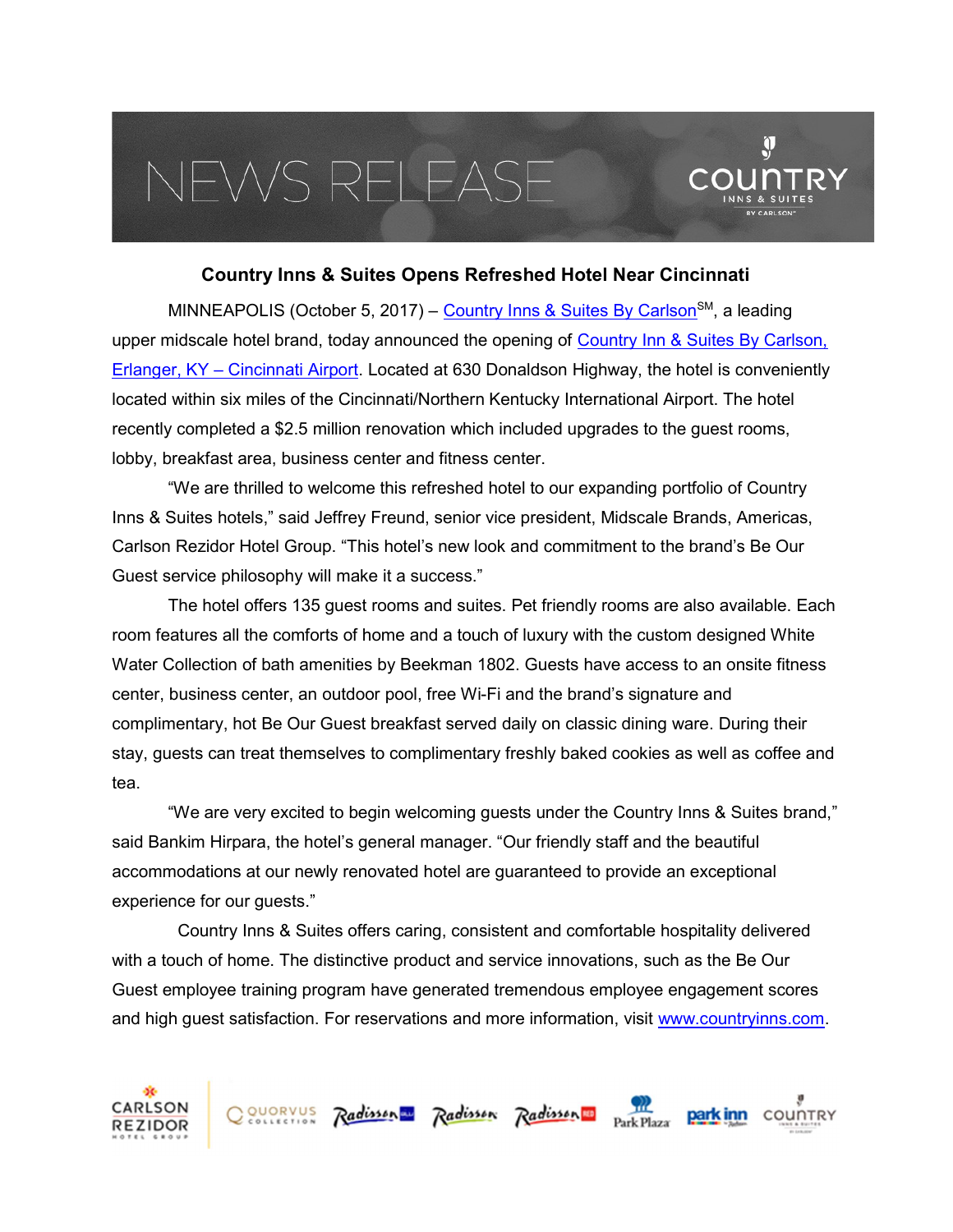# NEWS RELEASE

## Country Inns & Suites Opens Refreshed Hotel Near Cincinnati

MINNEAPOLIS (October 5, 2017) – Country Inns & Suites By Carlson[SM], a leading upper midscale hotel brand, today announced the opening of Country Inn & Suites By Carlson, Erlanger, KY – Cincinnati Airport. Located at 630 Donaldson Highway, the hotel is conveniently located within six miles of the Cincinnati/Northern Kentucky International Airport. The hotel recently completed a $2.5 million renovation which included upgrades to the guest rooms, lobby, breakfast area, business center and fitness center.

"We are thrilled to welcome this refreshed hotel to our expanding portfolio of Country Inns & Suites hotels," said Jeffrey Freund, senior vice president, Midscale Brands, Americas, Carlson Rezidor Hotel Group. "This hotel's new look and commitment to the brand's Be Our Guest service philosophy will make it a success."

The hotel offers 135 guest rooms and suites. Pet friendly rooms are also available. Each room features all the comforts of home and a touch of luxury with the custom designed White Water Collection of bath amenities by Beekman 1802. Guests have access to an onsite fitness center, business center, an outdoor pool, free Wi-Fi and the brand's signature and complimentary, hot Be Our Guest breakfast served daily on classic dining ware. During their stay, guests can treat themselves to complimentary freshly baked cookies as well as coffee and tea.

"We are very excited to begin welcoming guests under the Country Inns & Suites brand," said Bankim Hirpara, the hotel's general manager. "Our friendly staff and the beautiful accommodations at our newly renovated hotel are guaranteed to provide an exceptional experience for our guests."

Country Inns & Suites offers caring, consistent and comfortable hospitality delivered with a touch of home. The distinctive product and service innovations, such as the Be Our Guest employee training program have generated tremendous employee engagement scores and high guest satisfaction. For reservations and more information, visit www.countryinns.com.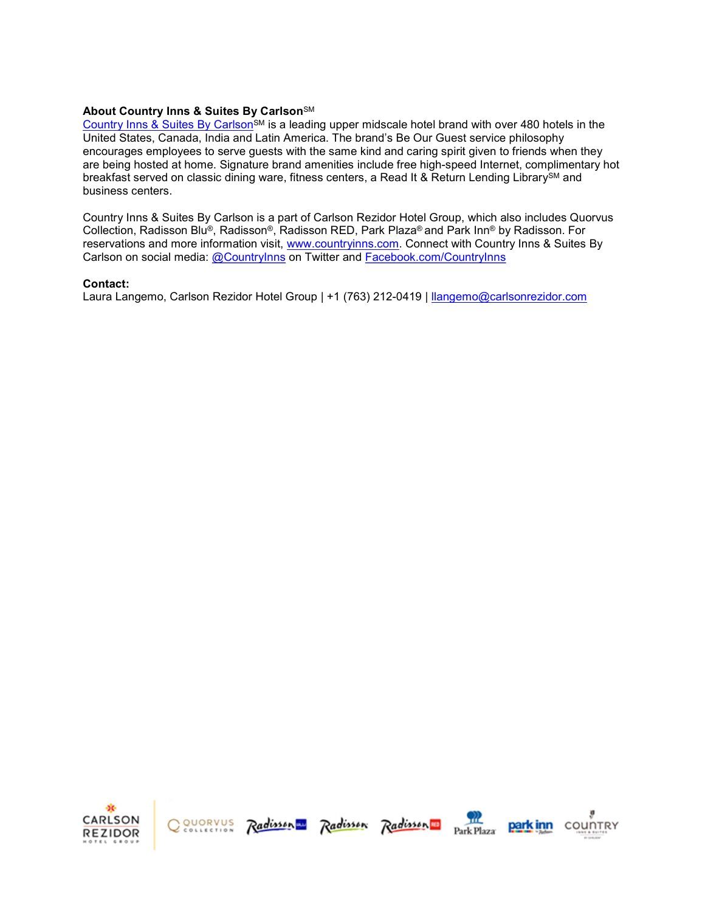**About Country Inns & Suites By Carlson℠**

Country Inns & Suites By Carlson℠ is a leading upper midscale hotel brand with over 480 hotels in the United States, Canada, India and Latin America. The brand's Be Our Guest service philosophy encourages employees to serve guests with the same kind and caring spirit given to friends when they are being hosted at home. Signature brand amenities include free high-speed Internet, complimentary hot breakfast served on classic dining ware, fitness centers, a Read It & Return Lending Library℠ and business centers.

Country Inns & Suites By Carlson is a part of Carlson Rezidor Hotel Group, which also includes Quorvus Collection, Radisson Blu®, Radisson®, Radisson RED, Park Plaza® and Park Inn® by Radisson. For reservations and more information visit, www.countryinns.com. Connect with Country Inns & Suites By Carlson on social media: @CountryInns on Twitter and Facebook.com/CountryInns

**Contact:**

Laura Langemo, Carlson Rezidor Hotel Group | +1 (763) 212-0419 | llangemo@carlsonrezidor.com